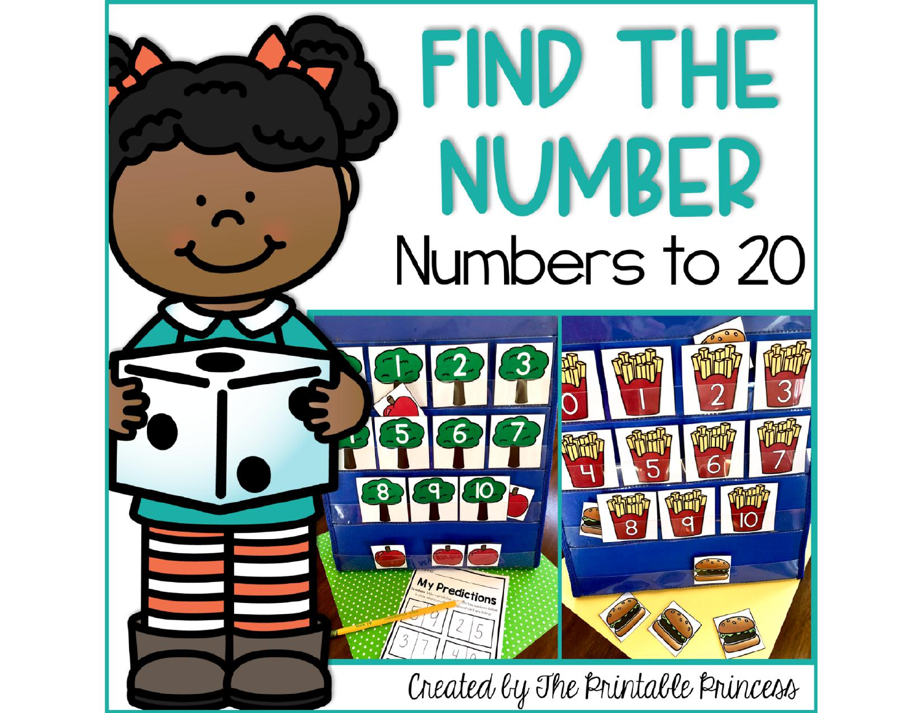# FIND THE NUMBER

## Numbers to 20

Created by The Printable Princess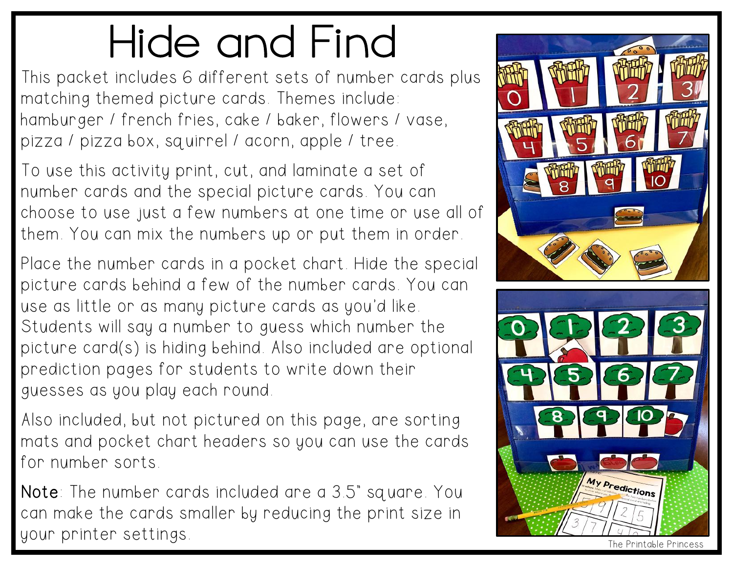# Hide and Find

This packet includes 6 different sets of number cards plus matching themed picture cards. Themes include: hamburger / french fries, cake / baker, flowers / vase, pizza / pizza box, squirrel / acorn, apple / tree.

To use this activity print, cut, and laminate a set of number cards and the special picture cards. You can choose to use just a few numbers at one time or use all of them. You can mix the numbers up or put them in order.

Place the number cards in a pocket chart. Hide the special picture cards behind a few of the number cards. You can use as little or as many picture cards as you'd like. Students will say a number to guess which number the picture card(s) is hiding behind. Also included are optional prediction pages for students to write down their guesses as you play each round.

Also included, but not pictured on this page, are sorting mats and pocket chart headers so you can use the cards for number sorts.

**Note**: The number cards included are a 3.5" square. You can make the cards smaller by reducing the print size in your printer settings.

The Printable Princess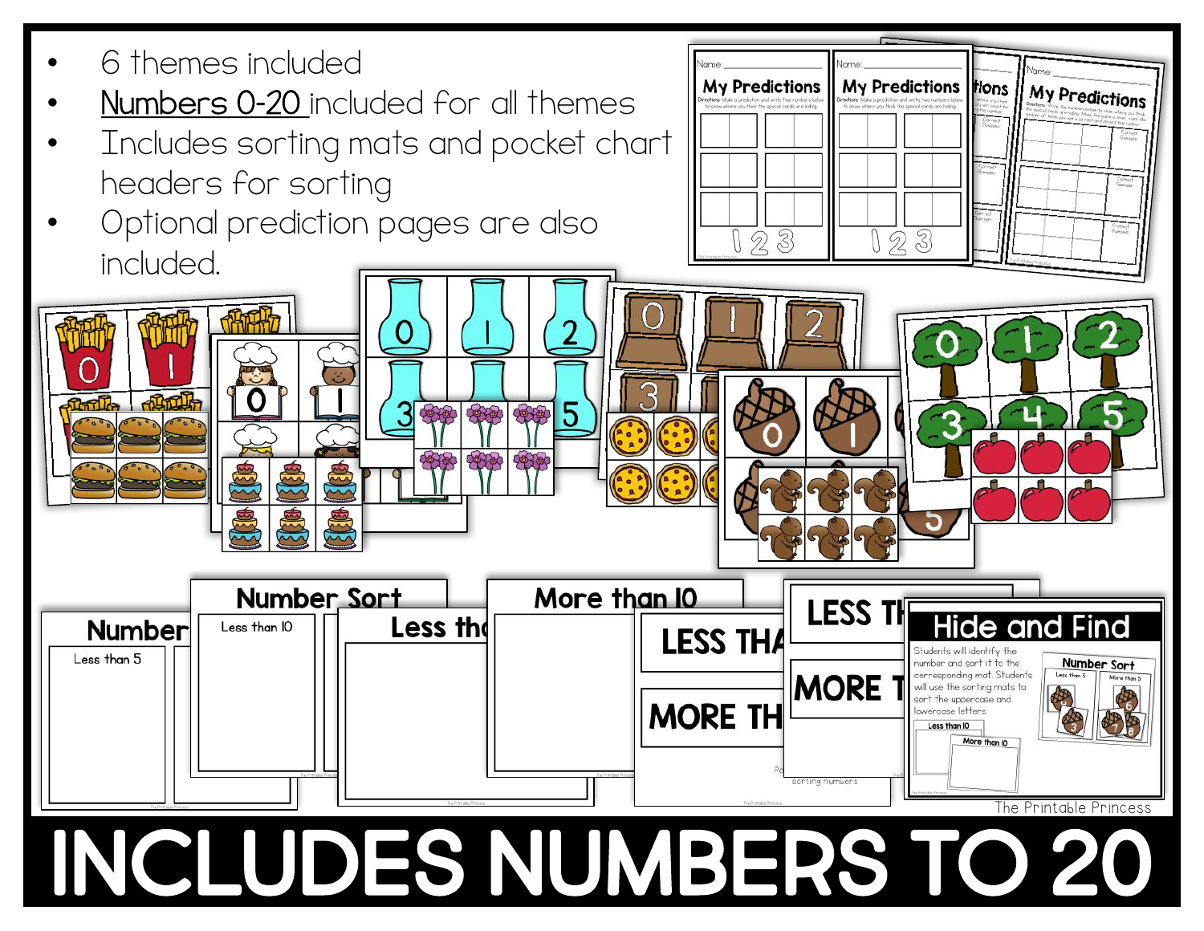- 6 themes included
- Numbers 0-20 included for all themes
- Includes sorting mats and pocket chart headers for sorting
- Optional prediction pages are also included.

# INCLUDES NUMBERS TO 20